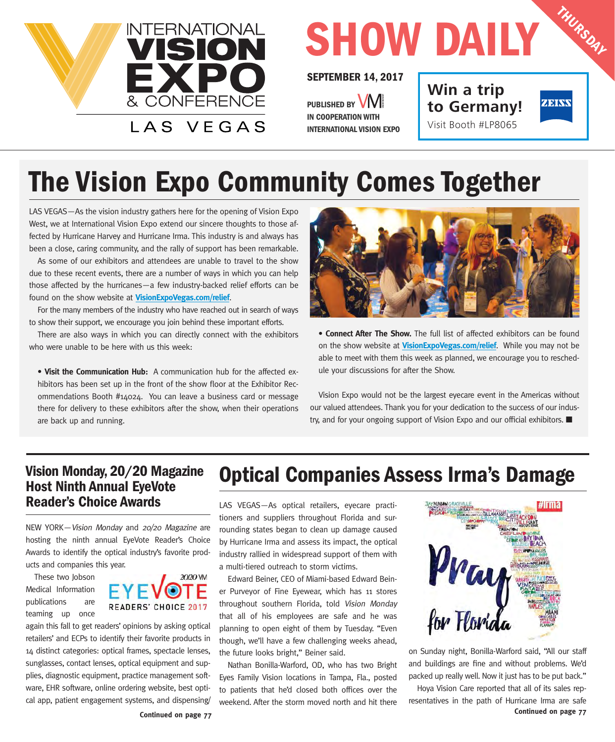INTERNATIONAL VISION EXPO & CONFERENCE LAS VEGAS

# SHOW DAILY

THURSDAY

**SEPTEMBER 14, 2017**

PUBLISHED BY VM IN COOPERATION WITH INTERNATIONAL VISION EXPO

**Win a trip to Germany!** Visit Booth #LP8065 — ZEISS

# The Vision Expo Community Comes Together

LAS VEGAS—As the vision industry gathers here for the opening of Vision Expo West, we at International Vision Expo extend our sincere thoughts to those affected by Hurricane Harvey and Hurricane Irma. This industry is and always has been a close, caring community, and the rally of support has been remarkable.

As some of our exhibitors and attendees are unable to travel to the show due to these recent events, there are a number of ways in which you can help those affected by the hurricanes—a few industry-backed relief efforts can be found on the show website at **VisionExpoVegas.com/relief**.

For the many members of the industry who have reached out in search of ways to show their support, we encourage you join behind these important efforts.

There are also ways in which you can directly connect with the exhibitors who were unable to be here with us this week:

- **Visit the Communication Hub:** A communication hub for the affected exhibitors has been set up in the front of the show floor at the Exhibitor Recommendations Booth #14024. You can leave a business card or message there for delivery to these exhibitors after the show, when their operations are back up and running.
- **Connect After The Show.** The full list of affected exhibitors can be found on the show website at **VisionExpoVegas.com/relief**. While you may not be able to meet with them this week as planned, we encourage you to reschedule your discussions for after the Show.

Vision Expo would not be the largest eyecare event in the Americas without our valued attendees. Thank you for your dedication to the success of our industry, and for your ongoing support of Vision Expo and our official exhibitors. ■

## Vision Monday, 20/20 Magazine Host Ninth Annual EyeVote Reader's Choice Awards

NEW YORK—*Vision Monday* and *20/20 Magazine* are hosting the ninth annual EyeVote Reader's Choice Awards to identify the optical industry's favorite products and companies this year.

These two Jobson Medical Information publications are teaming up once again this fall to get readers' opinions by asking optical retailers' and ECPs to identify their favorite products in 14 distinct categories: optical frames, spectacle lenses, sunglasses, contact lenses, optical equipment and supplies, diagnostic equipment, practice management software, EHR software, online ordering website, best optical app, patient engagement systems, and dispensing/

**Continued on page 77**

## Optical Companies Assess Irma's Damage

LAS VEGAS—As optical retailers, eyecare practitioners and suppliers throughout Florida and surrounding states began to clean up damage caused by Hurricane Irma and assess its impact, the optical industry rallied in widespread support of them with a multi-tiered outreach to storm victims.

Edward Beiner, CEO of Miami-based Edward Beiner Purveyor of Fine Eyewear, which has 11 stores throughout southern Florida, told *Vision Monday* that all of his employees are safe and he was planning to open eight of them by Tuesday. "Even though, we'll have a few challenging weeks ahead, the future looks bright," Beiner said.

Nathan Bonilla-Warford, OD, who has two Bright Eyes Family Vision locations in Tampa, Fla., posted to patients that he'd closed both offices over the weekend. After the storm moved north and hit there on Sunday night, Bonilla-Warford said, "All our staff and buildings are fine and without problems. We'd packed up really well. Now it just has to be put back."

Hoya Vision Care reported that all of its sales representatives in the path of Hurricane Irma are safe

**Continued on page 77**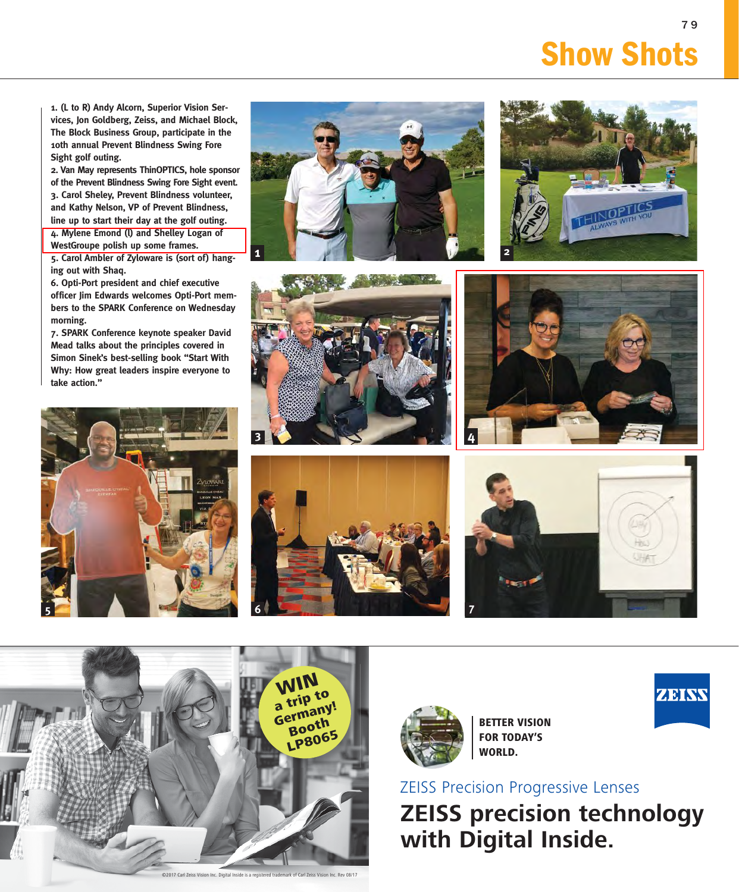# Show Shots

1. (L to R) Andy Alcorn, Superior Vision Services, Jon Goldberg, Zeiss, and Michael Block, The Block Business Group, participate in the 10th annual Prevent Blindness Swing Fore Sight golf outing.

2. Van May represents ThinOPTICS, hole sponsor of the Prevent Blindness Swing Fore Sight event.

3. Carol Sheley, Prevent Blindness volunteer, and Kathy Nelson, VP of Prevent Blindness, line up to start their day at the golf outing.

4. Mylene Emond (l) and Shelley Logan of WestGroupe polish up some frames.

5. Carol Ambler of Zyloware is (sort of) hanging out with Shaq.

6. Opti-Port president and chief executive officer Jim Edwards welcomes Opti-Port members to the SPARK Conference on Wednesday morning.

7. SPARK Conference keynote speaker David Mead talks about the principles covered in Simon Sinek's best-selling book "Start With Why: How great leaders inspire everyone to take action."

WIN a trip to Germany! Booth LP8065

BETTER VISION FOR TODAY'S WORLD.

ZEISS

ZEISS Precision Progressive Lenses

**ZEISS precision technology with Digital Inside.**

©2017 Carl Zeiss Vision Inc. Digital Inside is a registered trademark of Carl Zeiss Vision Inc. Rev 08/17